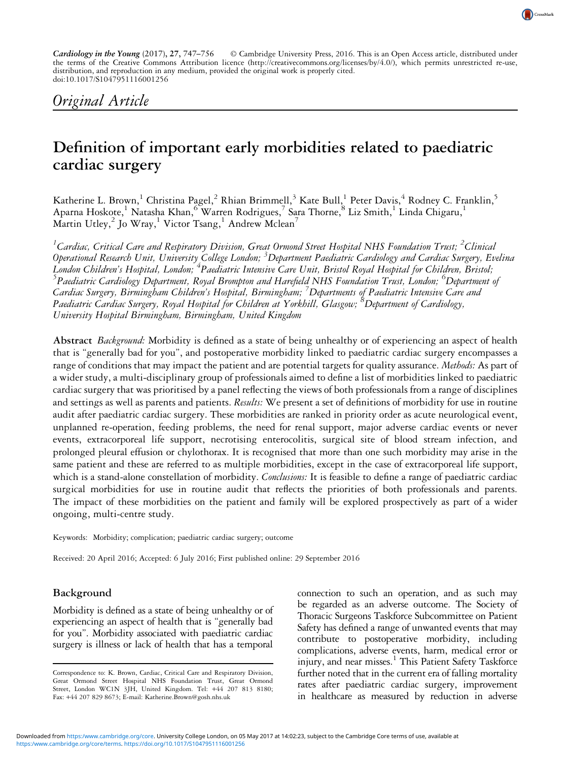*Cardiology in the Young* (2017), 27, 747–756 © Cambridge University Press, 2016. This is an Open Access article, distributed under the terms of the Creative Commons Attribution licence (http://creativecommons.org/licenses/by/4.0/), which permits unrestricted re-use, distribution, and reproduction in any medium, provided the original work is properly cited.
doi:10.1017/S1047951116001256

*Original Article*

# Definition of important early morbidities related to paediatric cardiac surgery

Katherine L. Brown,[1] Christina Pagel,[2] Rhian Brimmell,[3] Kate Bull,[1] Peter Davis,[4] Rodney C. Franklin,[5] Aparna Hoskote,[1] Natasha Khan,[6] Warren Rodrigues,[7] Sara Thorne,[8] Liz Smith,[1] Linda Chigaru,[1] Martin Utley,[2] Jo Wray,[1] Victor Tsang,[1] Andrew Mclean[7]

*[1]Cardiac, Critical Care and Respiratory Division, Great Ormond Street Hospital NHS Foundation Trust; [2]Clinical Operational Research Unit, University College London; [3]Department Paediatric Cardiology and Cardiac Surgery, Evelina London Children's Hospital, London; [4]Paediatric Intensive Care Unit, Bristol Royal Hospital for Children, Bristol; [5]Paediatric Cardiology Department, Royal Brompton and Harefield NHS Foundation Trust, London; [6]Department of Cardiac Surgery, Birmingham Children's Hospital, Birmingham; [7]Departments of Paediatric Intensive Care and Paediatric Cardiac Surgery, Royal Hospital for Children at Yorkhill, Glasgow; [8]Department of Cardiology, University Hospital Birmingham, Birmingham, United Kingdom*

**Abstract** *Background:* Morbidity is defined as a state of being unhealthy or of experiencing an aspect of health that is "generally bad for you", and postoperative morbidity linked to paediatric cardiac surgery encompasses a range of conditions that may impact the patient and are potential targets for quality assurance. *Methods:* As part of a wider study, a multi-disciplinary group of professionals aimed to define a list of morbidities linked to paediatric cardiac surgery that was prioritised by a panel reflecting the views of both professionals from a range of disciplines and settings as well as parents and patients. *Results:* We present a set of definitions of morbidity for use in routine audit after paediatric cardiac surgery. These morbidities are ranked in priority order as acute neurological event, unplanned re-operation, feeding problems, the need for renal support, major adverse cardiac events or never events, extracorporeal life support, necrotising enterocolitis, surgical site of blood stream infection, and prolonged pleural effusion or chylothorax. It is recognised that more than one such morbidity may arise in the same patient and these are referred to as multiple morbidities, except in the case of extracorporeal life support, which is a stand-alone constellation of morbidity. *Conclusions:* It is feasible to define a range of paediatric cardiac surgical morbidities for use in routine audit that reflects the priorities of both professionals and parents. The impact of these morbidities on the patient and family will be explored prospectively as part of a wider ongoing, multi-centre study.

Keywords: Morbidity; complication; paediatric cardiac surgery; outcome

Received: 20 April 2016; Accepted: 6 July 2016; First published online: 29 September 2016

## Background

Morbidity is defined as a state of being unhealthy or of experiencing an aspect of health that is "generally bad for you". Morbidity associated with paediatric cardiac surgery is illness or lack of health that has a temporal connection to such an operation, and as such may be regarded as an adverse outcome. The Society of Thoracic Surgeons Taskforce Subcommittee on Patient Safety has defined a range of unwanted events that may contribute to postoperative morbidity, including complications, adverse events, harm, medical error or injury, and near misses.[1] This Patient Safety Taskforce further noted that in the current era of falling mortality rates after paediatric cardiac surgery, improvement in healthcare as measured by reduction in adverse

Correspondence to: K. Brown, Cardiac, Critical Care and Respiratory Division, Great Ormond Street Hospital NHS Foundation Trust, Great Ormond Street, London WC1N 3JH, United Kingdom. Tel: +44 207 813 8180; Fax: +44 207 829 8673; E-mail: Katherine.Brown@gosh.nhs.uk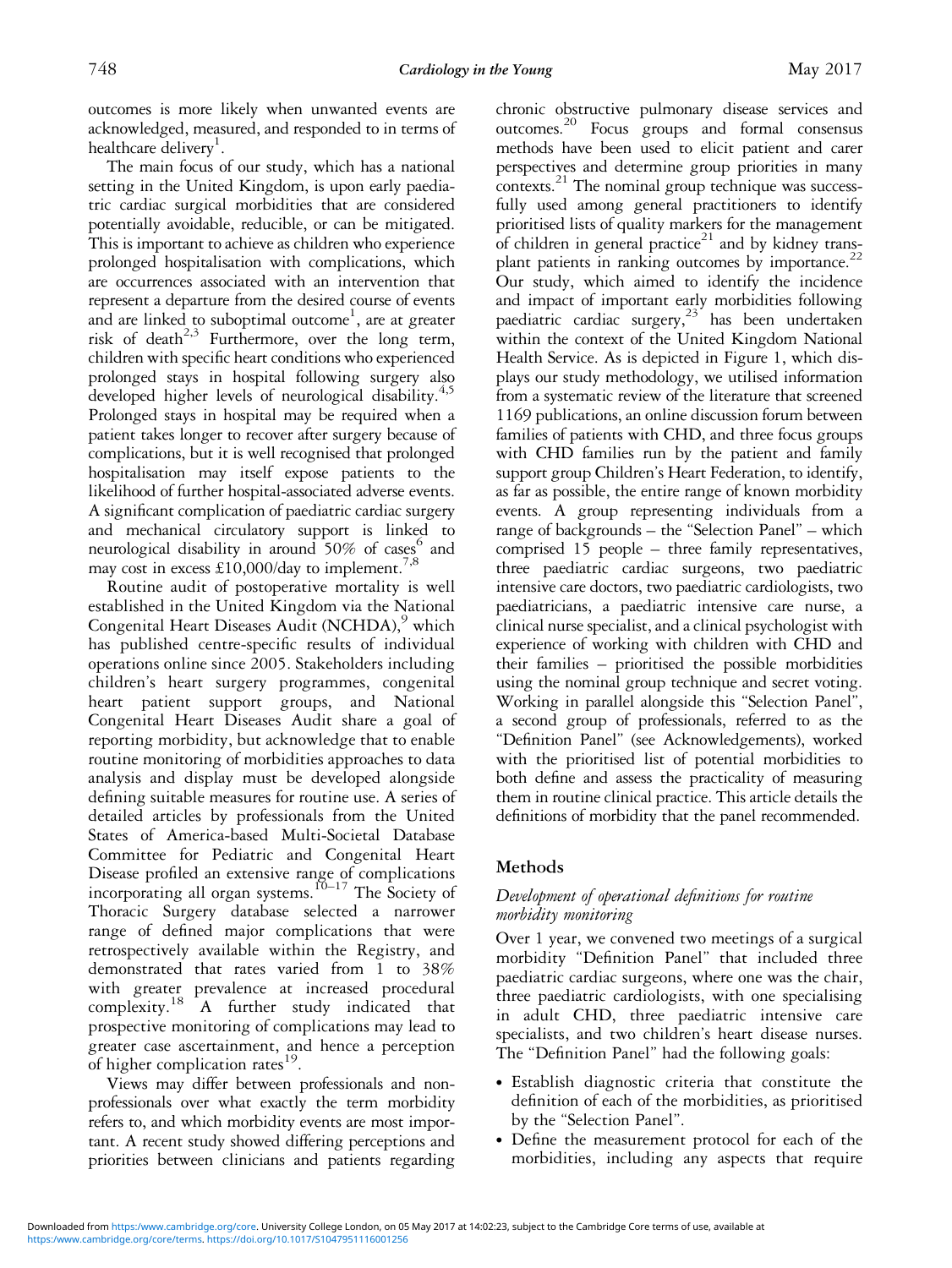outcomes is more likely when unwanted events are acknowledged, measured, and responded to in terms of healthcare delivery[1].

The main focus of our study, which has a national setting in the United Kingdom, is upon early paediatric cardiac surgical morbidities that are considered potentially avoidable, reducible, or can be mitigated. This is important to achieve as children who experience prolonged hospitalisation with complications, which are occurrences associated with an intervention that represent a departure from the desired course of events and are linked to suboptimal outcome[1], are at greater risk of death[2,3] Furthermore, over the long term, children with specific heart conditions who experienced prolonged stays in hospital following surgery also developed higher levels of neurological disability.[4,5] Prolonged stays in hospital may be required when a patient takes longer to recover after surgery because of complications, but it is well recognised that prolonged hospitalisation may itself expose patients to the likelihood of further hospital-associated adverse events. A significant complication of paediatric cardiac surgery and mechanical circulatory support is linked to neurological disability in around 50% of cases[6] and may cost in excess £10,000/day to implement.[7,8]

Routine audit of postoperative mortality is well established in the United Kingdom via the National Congenital Heart Diseases Audit (NCHDA),[9] which has published centre-specific results of individual operations online since 2005. Stakeholders including children's heart surgery programmes, congenital heart patient support groups, and National Congenital Heart Diseases Audit share a goal of reporting morbidity, but acknowledge that to enable routine monitoring of morbidities approaches to data analysis and display must be developed alongside defining suitable measures for routine use. A series of detailed articles by professionals from the United States of America-based Multi-Societal Database Committee for Pediatric and Congenital Heart Disease profiled an extensive range of complications incorporating all organ systems.[10–17] The Society of Thoracic Surgery database selected a narrower range of defined major complications that were retrospectively available within the Registry, and demonstrated that rates varied from 1 to 38% with greater prevalence at increased procedural complexity.[18] A further study indicated that prospective monitoring of complications may lead to greater case ascertainment, and hence a perception of higher complication rates[19].

Views may differ between professionals and non-professionals over what exactly the term morbidity refers to, and which morbidity events are most important. A recent study showed differing perceptions and priorities between clinicians and patients regarding chronic obstructive pulmonary disease services and outcomes.[20] Focus groups and formal consensus methods have been used to elicit patient and carer perspectives and determine group priorities in many contexts.[21] The nominal group technique was successfully used among general practitioners to identify prioritised lists of quality markers for the management of children in general practice[21] and by kidney transplant patients in ranking outcomes by importance.[22] Our study, which aimed to identify the incidence and impact of important early morbidities following paediatric cardiac surgery,[23] has been undertaken within the context of the United Kingdom National Health Service. As is depicted in Figure 1, which displays our study methodology, we utilised information from a systematic review of the literature that screened 1169 publications, an online discussion forum between families of patients with CHD, and three focus groups with CHD families run by the patient and family support group Children's Heart Federation, to identify, as far as possible, the entire range of known morbidity events. A group representing individuals from a range of backgrounds – the "Selection Panel" – which comprised 15 people – three family representatives, three paediatric cardiac surgeons, two paediatric intensive care doctors, two paediatric cardiologists, two paediatricians, a paediatric intensive care nurse, a clinical nurse specialist, and a clinical psychologist with experience of working with children with CHD and their families – prioritised the possible morbidities using the nominal group technique and secret voting. Working in parallel alongside this "Selection Panel", a second group of professionals, referred to as the "Definition Panel" (see Acknowledgements), worked with the prioritised list of potential morbidities to both define and assess the practicality of measuring them in routine clinical practice. This article details the definitions of morbidity that the panel recommended.

## Methods

### *Development of operational definitions for routine morbidity monitoring*

Over 1 year, we convened two meetings of a surgical morbidity "Definition Panel" that included three paediatric cardiac surgeons, where one was the chair, three paediatric cardiologists, with one specialising in adult CHD, three paediatric intensive care specialists, and two children's heart disease nurses. The "Definition Panel" had the following goals:

- Establish diagnostic criteria that constitute the definition of each of the morbidities, as prioritised by the "Selection Panel".
- Define the measurement protocol for each of the morbidities, including any aspects that require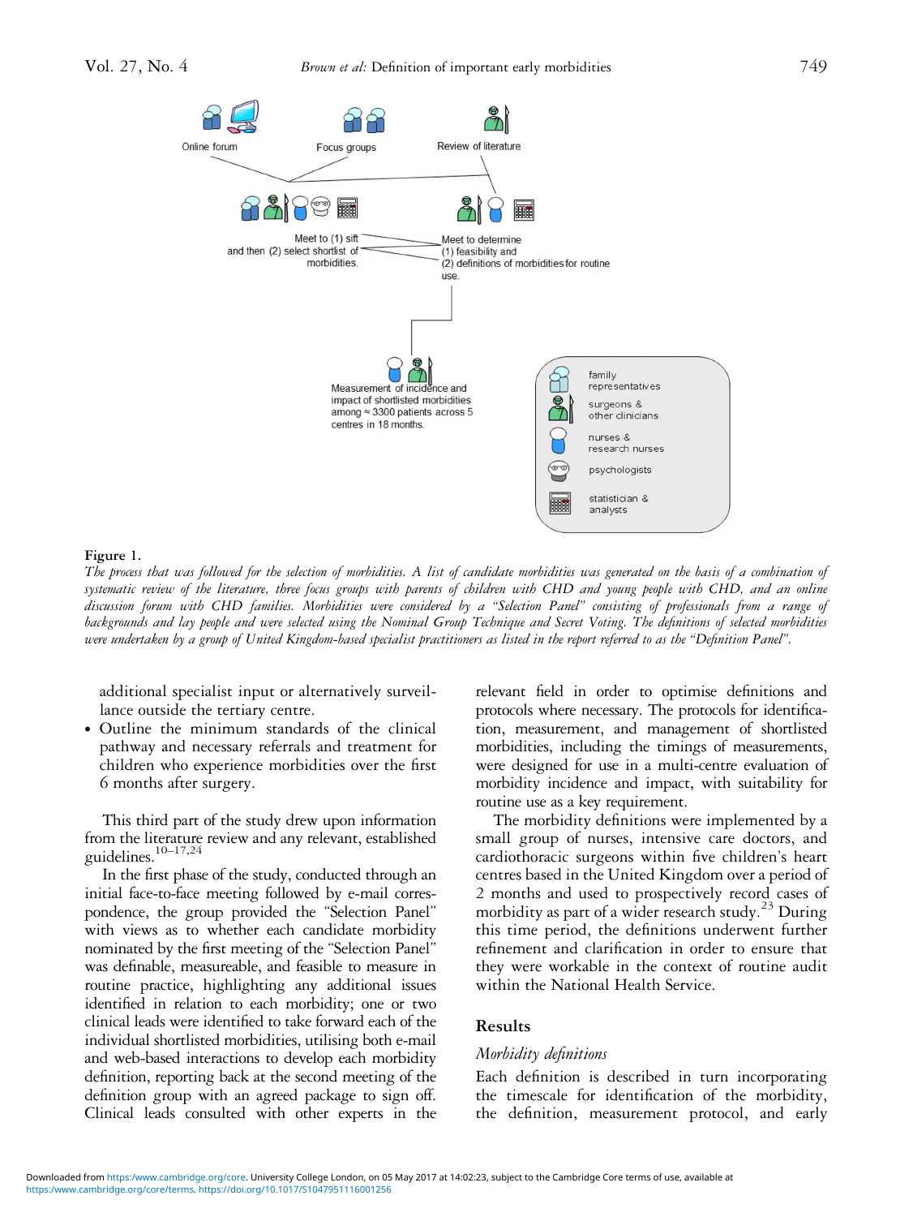Figure 1.

*The process that was followed for the selection of morbidities. A list of candidate morbidities was generated on the basis of a combination of systematic review of the literature, three focus groups with parents of children with CHD and young people with CHD, and an online discussion forum with CHD families. Morbidities were considered by a "Selection Panel" consisting of professionals from a range of backgrounds and lay people and were selected using the Nominal Group Technique and Secret Voting. The definitions of selected morbidities were undertaken by a group of United Kingdom-based specialist practitioners as listed in the report referred to as the "Definition Panel".*

additional specialist input or alternatively surveillance outside the tertiary centre.

- Outline the minimum standards of the clinical pathway and necessary referrals and treatment for children who experience morbidities over the first 6 months after surgery.

This third part of the study drew upon information from the literature review and any relevant, established guidelines.[10–17,24]

In the first phase of the study, conducted through an initial face-to-face meeting followed by e-mail correspondence, the group provided the "Selection Panel" with views as to whether each candidate morbidity nominated by the first meeting of the "Selection Panel" was definable, measureable, and feasible to measure in routine practice, highlighting any additional issues identified in relation to each morbidity; one or two clinical leads were identified to take forward each of the individual shortlisted morbidities, utilising both e-mail and web-based interactions to develop each morbidity definition, reporting back at the second meeting of the definition group with an agreed package to sign off. Clinical leads consulted with other experts in the relevant field in order to optimise definitions and protocols where necessary. The protocols for identification, measurement, and management of shortlisted morbidities, including the timings of measurements, were designed for use in a multi-centre evaluation of morbidity incidence and impact, with suitability for routine use as a key requirement.

The morbidity definitions were implemented by a small group of nurses, intensive care doctors, and cardiothoracic surgeons within five children's heart centres based in the United Kingdom over a period of 2 months and used to prospectively record cases of morbidity as part of a wider research study.[23] During this time period, the definitions underwent further refinement and clarification in order to ensure that they were workable in the context of routine audit within the National Health Service.

## Results

### *Morbidity definitions*

Each definition is described in turn incorporating the timescale for identification of the morbidity, the definition, measurement protocol, and early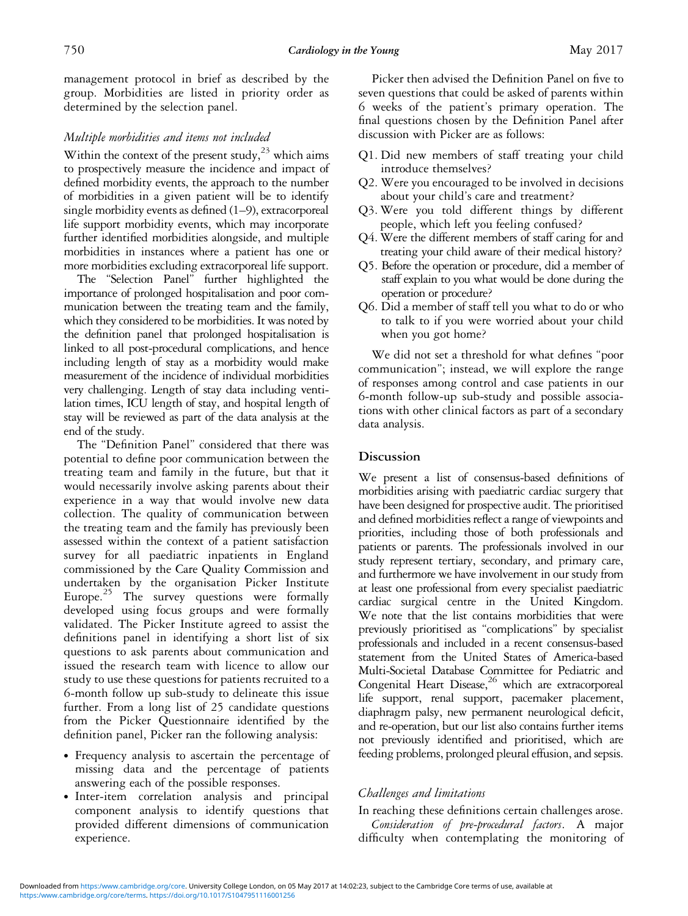management protocol in brief as described by the group. Morbidities are listed in priority order as determined by the selection panel.

### *Multiple morbidities and items not included*

Within the context of the present study,[23] which aims to prospectively measure the incidence and impact of defined morbidity events, the approach to the number of morbidities in a given patient will be to identify single morbidity events as defined (1–9), extracorporeal life support morbidity events, which may incorporate further identified morbidities alongside, and multiple morbidities in instances where a patient has one or more morbidities excluding extracorporeal life support.

The "Selection Panel" further highlighted the importance of prolonged hospitalisation and poor communication between the treating team and the family, which they considered to be morbidities. It was noted by the definition panel that prolonged hospitalisation is linked to all post-procedural complications, and hence including length of stay as a morbidity would make measurement of the incidence of individual morbidities very challenging. Length of stay data including ventilation times, ICU length of stay, and hospital length of stay will be reviewed as part of the data analysis at the end of the study.

The "Definition Panel" considered that there was potential to define poor communication between the treating team and family in the future, but that it would necessarily involve asking parents about their experience in a way that would involve new data collection. The quality of communication between the treating team and the family has previously been assessed within the context of a patient satisfaction survey for all paediatric inpatients in England commissioned by the Care Quality Commission and undertaken by the organisation Picker Institute Europe.[25] The survey questions were formally developed using focus groups and were formally validated. The Picker Institute agreed to assist the definitions panel in identifying a short list of six questions to ask parents about communication and issued the research team with licence to allow our study to use these questions for patients recruited to a 6-month follow up sub-study to delineate this issue further. From a long list of 25 candidate questions from the Picker Questionnaire identified by the definition panel, Picker ran the following analysis:

- Frequency analysis to ascertain the percentage of missing data and the percentage of patients answering each of the possible responses.
- Inter-item correlation analysis and principal component analysis to identify questions that provided different dimensions of communication experience.

Picker then advised the Definition Panel on five to seven questions that could be asked of parents within 6 weeks of the patient's primary operation. The final questions chosen by the Definition Panel after discussion with Picker are as follows:

- Q1. Did new members of staff treating your child introduce themselves?
- Q2. Were you encouraged to be involved in decisions about your child's care and treatment?
- Q3. Were you told different things by different people, which left you feeling confused?
- Q4. Were the different members of staff caring for and treating your child aware of their medical history?
- Q5. Before the operation or procedure, did a member of staff explain to you what would be done during the operation or procedure?
- Q6. Did a member of staff tell you what to do or who to talk to if you were worried about your child when you got home?

We did not set a threshold for what defines "poor communication"; instead, we will explore the range of responses among control and case patients in our 6-month follow-up sub-study and possible associations with other clinical factors as part of a secondary data analysis.

## Discussion

We present a list of consensus-based definitions of morbidities arising with paediatric cardiac surgery that have been designed for prospective audit. The prioritised and defined morbidities reflect a range of viewpoints and priorities, including those of both professionals and patients or parents. The professionals involved in our study represent tertiary, secondary, and primary care, and furthermore we have involvement in our study from at least one professional from every specialist paediatric cardiac surgical centre in the United Kingdom. We note that the list contains morbidities that were previously prioritised as "complications" by specialist professionals and included in a recent consensus-based statement from the United States of America-based Multi-Societal Database Committee for Pediatric and Congenital Heart Disease,[26] which are extracorporeal life support, renal support, pacemaker placement, diaphragm palsy, new permanent neurological deficit, and re-operation, but our list also contains further items not previously identified and prioritised, which are feeding problems, prolonged pleural effusion, and sepsis.

### *Challenges and limitations*

In reaching these definitions certain challenges arose.

*Consideration of pre-procedural factors*. A major difficulty when contemplating the monitoring of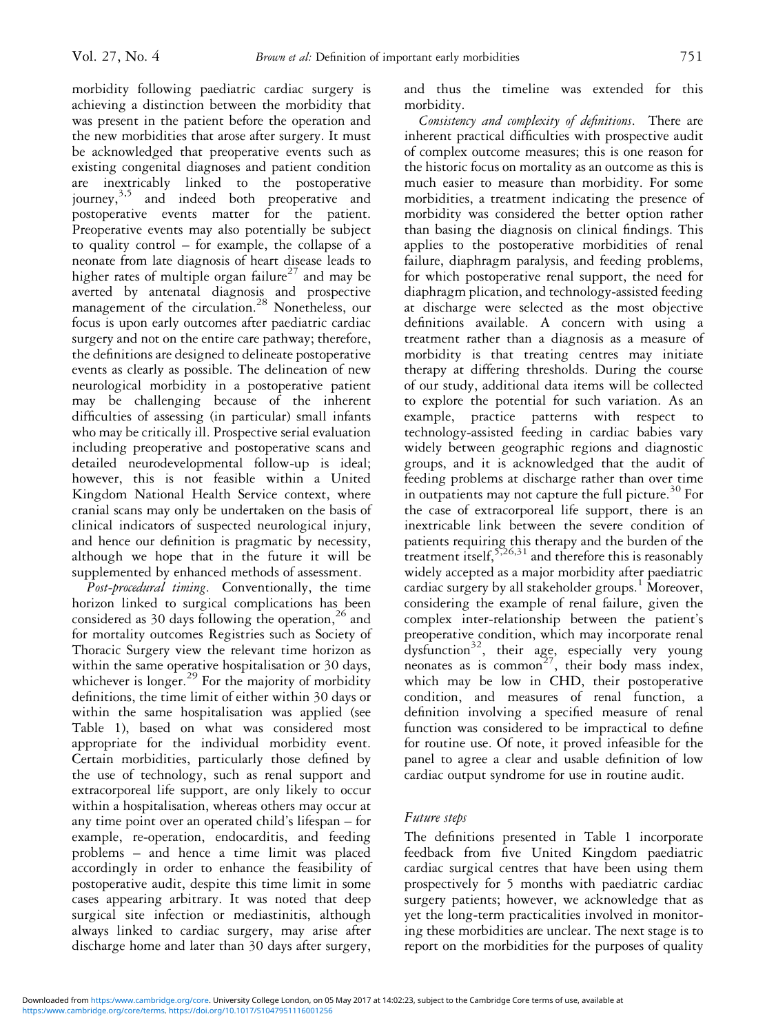morbidity following paediatric cardiac surgery is achieving a distinction between the morbidity that was present in the patient before the operation and the new morbidities that arose after surgery. It must be acknowledged that preoperative events such as existing congenital diagnoses and patient condition are inextricably linked to the postoperative journey,[3,5] and indeed both preoperative and postoperative events matter for the patient. Preoperative events may also potentially be subject to quality control – for example, the collapse of a neonate from late diagnosis of heart disease leads to higher rates of multiple organ failure[27] and may be averted by antenatal diagnosis and prospective management of the circulation.[28] Nonetheless, our focus is upon early outcomes after paediatric cardiac surgery and not on the entire care pathway; therefore, the definitions are designed to delineate postoperative events as clearly as possible. The delineation of new neurological morbidity in a postoperative patient may be challenging because of the inherent difficulties of assessing (in particular) small infants who may be critically ill. Prospective serial evaluation including preoperative and postoperative scans and detailed neurodevelopmental follow-up is ideal; however, this is not feasible within a United Kingdom National Health Service context, where cranial scans may only be undertaken on the basis of clinical indicators of suspected neurological injury, and hence our definition is pragmatic by necessity, although we hope that in the future it will be supplemented by enhanced methods of assessment.

*Post-procedural timing*. Conventionally, the time horizon linked to surgical complications has been considered as 30 days following the operation,[26] and for mortality outcomes Registries such as Society of Thoracic Surgery view the relevant time horizon as within the same operative hospitalisation or 30 days, whichever is longer.[29] For the majority of morbidity definitions, the time limit of either within 30 days or within the same hospitalisation was applied (see Table 1), based on what was considered most appropriate for the individual morbidity event. Certain morbidities, particularly those defined by the use of technology, such as renal support and extracorporeal life support, are only likely to occur within a hospitalisation, whereas others may occur at any time point over an operated child's lifespan – for example, re-operation, endocarditis, and feeding problems – and hence a time limit was placed accordingly in order to enhance the feasibility of postoperative audit, despite this time limit in some cases appearing arbitrary. It was noted that deep surgical site infection or mediastinitis, although always linked to cardiac surgery, may arise after discharge home and later than 30 days after surgery, and thus the timeline was extended for this morbidity.

*Consistency and complexity of definitions*. There are inherent practical difficulties with prospective audit of complex outcome measures; this is one reason for the historic focus on mortality as an outcome as this is much easier to measure than morbidity. For some morbidities, a treatment indicating the presence of morbidity was considered the better option rather than basing the diagnosis on clinical findings. This applies to the postoperative morbidities of renal failure, diaphragm paralysis, and feeding problems, for which postoperative renal support, the need for diaphragm plication, and technology-assisted feeding at discharge were selected as the most objective definitions available. A concern with using a treatment rather than a diagnosis as a measure of morbidity is that treating centres may initiate therapy at differing thresholds. During the course of our study, additional data items will be collected to explore the potential for such variation. As an example, practice patterns with respect to technology-assisted feeding in cardiac babies vary widely between geographic regions and diagnostic groups, and it is acknowledged that the audit of feeding problems at discharge rather than over time in outpatients may not capture the full picture.[30] For the case of extracorporeal life support, there is an inextricable link between the severe condition of patients requiring this therapy and the burden of the treatment itself,[5,26,31] and therefore this is reasonably widely accepted as a major morbidity after paediatric cardiac surgery by all stakeholder groups.[1] Moreover, considering the example of renal failure, given the complex inter-relationship between the patient's preoperative condition, which may incorporate renal dysfunction[32], their age, especially very young neonates as is common[27], their body mass index, which may be low in CHD, their postoperative condition, and measures of renal function, a definition involving a specified measure of renal function was considered to be impractical to define for routine use. Of note, it proved infeasible for the panel to agree a clear and usable definition of low cardiac output syndrome for use in routine audit.

## Future steps

The definitions presented in Table 1 incorporate feedback from five United Kingdom paediatric cardiac surgical centres that have been using them prospectively for 5 months with paediatric cardiac surgery patients; however, we acknowledge that as yet the long-term practicalities involved in monitoring these morbidities are unclear. The next stage is to report on the morbidities for the purposes of quality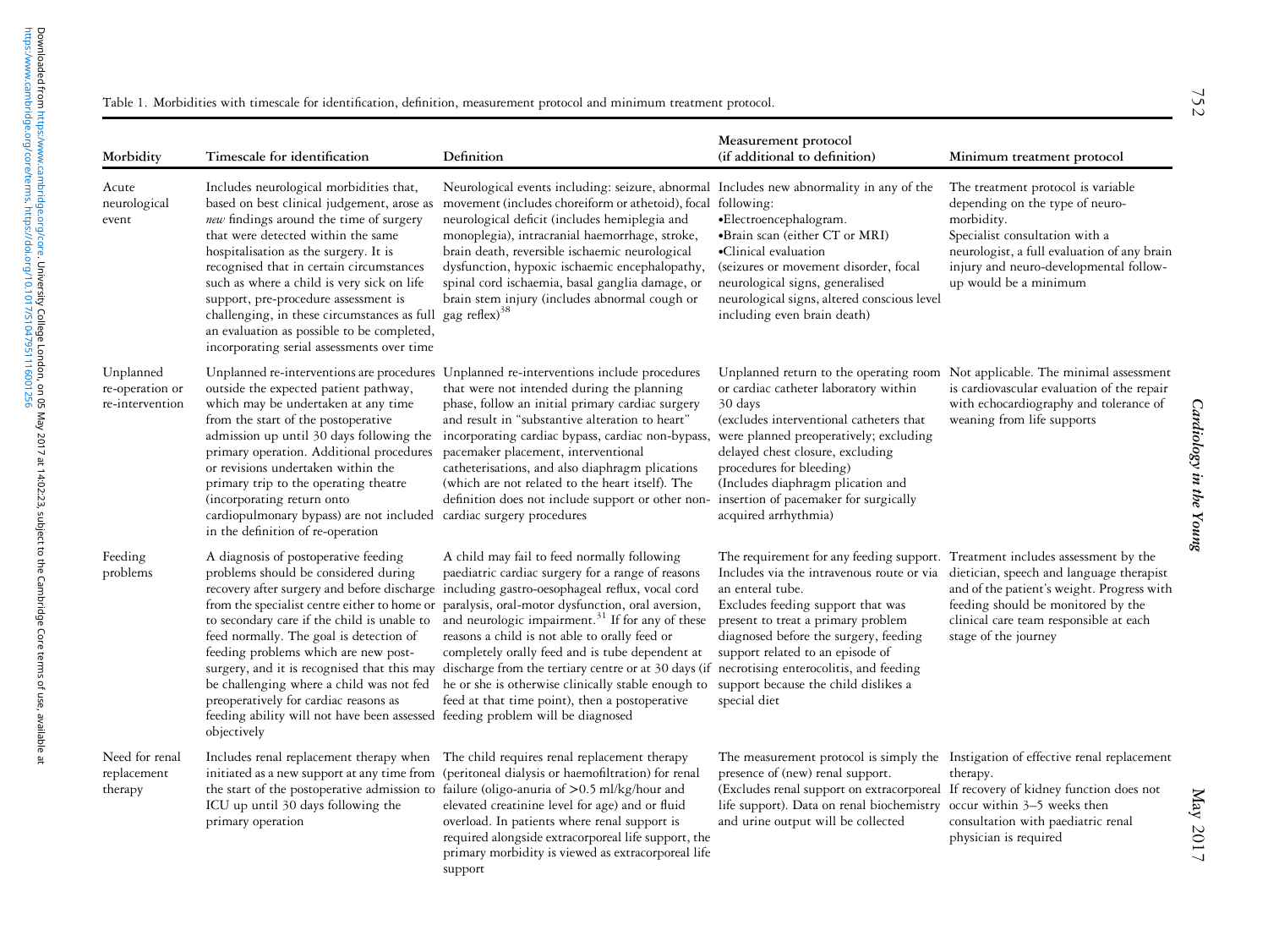Table 1. Morbidities with timescale for identification, definition, measurement protocol and minimum treatment protocol.

| Morbidity | Timescale for identification | Definition | Measurement protocol (if additional to definition) | Minimum treatment protocol |
|---|---|---|---|---|
| Acute neurological event | Includes neurological morbidities that, based on best clinical judgement, arose as *new* findings around the time of surgery that were detected within the same hospitalisation as the surgery. It is recognised that in certain circumstances such as where a child is very sick on life support, pre-procedure assessment is challenging, in these circumstances as full an evaluation as possible to be completed, incorporating serial assessments over time | Neurological events including: seizure, abnormal movement (includes choreiform or athetoid), focal neurological deficit (includes hemiplegia and monoplegia), intracranial haemorrhage, stroke, brain death, reversible ischaemic neurological dysfunction, hypoxic ischaemic encephalopathy, spinal cord ischaemia, basal ganglia damage, or brain stem injury (includes abnormal cough or gag reflex)[38] | Includes new abnormality in any of the following: •Electroencephalogram. •Brain scan (either CT or MRI) •Clinical evaluation (seizures or movement disorder, focal neurological signs, generalised neurological signs, altered conscious level including even brain death) | The treatment protocol is variable depending on the type of neuro-morbidity. Specialist consultation with a neurologist, a full evaluation of any brain injury and neuro-developmental follow-up would be a minimum |
| Unplanned re-operation or re-intervention | Unplanned re-interventions are procedures outside the expected patient pathway, which may be undertaken at any time from the start of the postoperative admission up until 30 days following the primary operation. Additional procedures or revisions undertaken within the primary trip to the operating theatre (incorporating return onto cardiopulmonary bypass) are not included in the definition of re-operation | Unplanned re-interventions include procedures that were not intended during the planning phase, follow an initial primary cardiac surgery and result in "substantive alteration to heart" incorporating cardiac bypass, cardiac non-bypass, pacemaker placement, interventional catheterisations, and also diaphragm plications (which are not related to the heart itself). The definition does not include support or other non-cardiac surgery procedures | Unplanned return to the operating room or cardiac catheter laboratory within 30 days (excludes interventional catheters that were planned preoperatively; excluding delayed chest closure, excluding procedures for bleeding) (Includes diaphragm plication and insertion of pacemaker for surgically acquired arrhythmia) | Not applicable. The minimal assessment is cardiovascular evaluation of the repair with echocardiography and tolerance of weaning from life supports |
| Feeding problems | A diagnosis of postoperative feeding problems should be considered during recovery after surgery and before discharge from the specialist centre either to home or to secondary care if the child is unable to feed normally. The goal is detection of feeding problems which are new post-surgery, and it is recognised that this may be challenging where a child was not fed preoperatively for cardiac reasons as feeding ability will not have been assessed objectively | A child may fail to feed normally following paediatric cardiac surgery for a range of reasons including gastro-oesophageal reflux, vocal cord paralysis, oral-motor dysfunction, oral aversion, and neurologic impairment.[31] If for any of these reasons a child is not able to orally feed or completely orally feed and is tube dependent at discharge from the tertiary centre or at 30 days (if he or she is otherwise clinically stable enough to feed at that time point), then a postoperative feeding problem will be diagnosed | The requirement for any feeding support. Includes via the intravenous route or via an enteral tube. Excludes feeding support that was present to treat a primary problem diagnosed before the surgery, feeding support related to an episode of necrotising enterocolitis, and feeding support because the child dislikes a special diet | Treatment includes assessment by the dietician, speech and language therapist and of the patient's weight. Progress with feeding should be monitored by the clinical care team responsible at each stage of the journey |
| Need for renal replacement therapy | Includes renal replacement therapy when initiated as a new support at any time from the start of the postoperative admission to ICU up until 30 days following the primary operation | The child requires renal replacement therapy (peritoneal dialysis or haemofiltration) for renal failure (oligo-anuria of >0.5 ml/kg/hour and elevated creatinine level for age) and or fluid overload. In patients where renal support is required alongside extracorporeal life support, the primary morbidity is viewed as extracorporeal life support | The measurement protocol is simply the presence of (new) renal support. (Excludes renal support on extracorporeal life support). Data on renal biochemistry and urine output will be collected | Instigation of effective renal replacement therapy. If recovery of kidney function does not occur within 3–5 weeks then consultation with paediatric renal physician is required |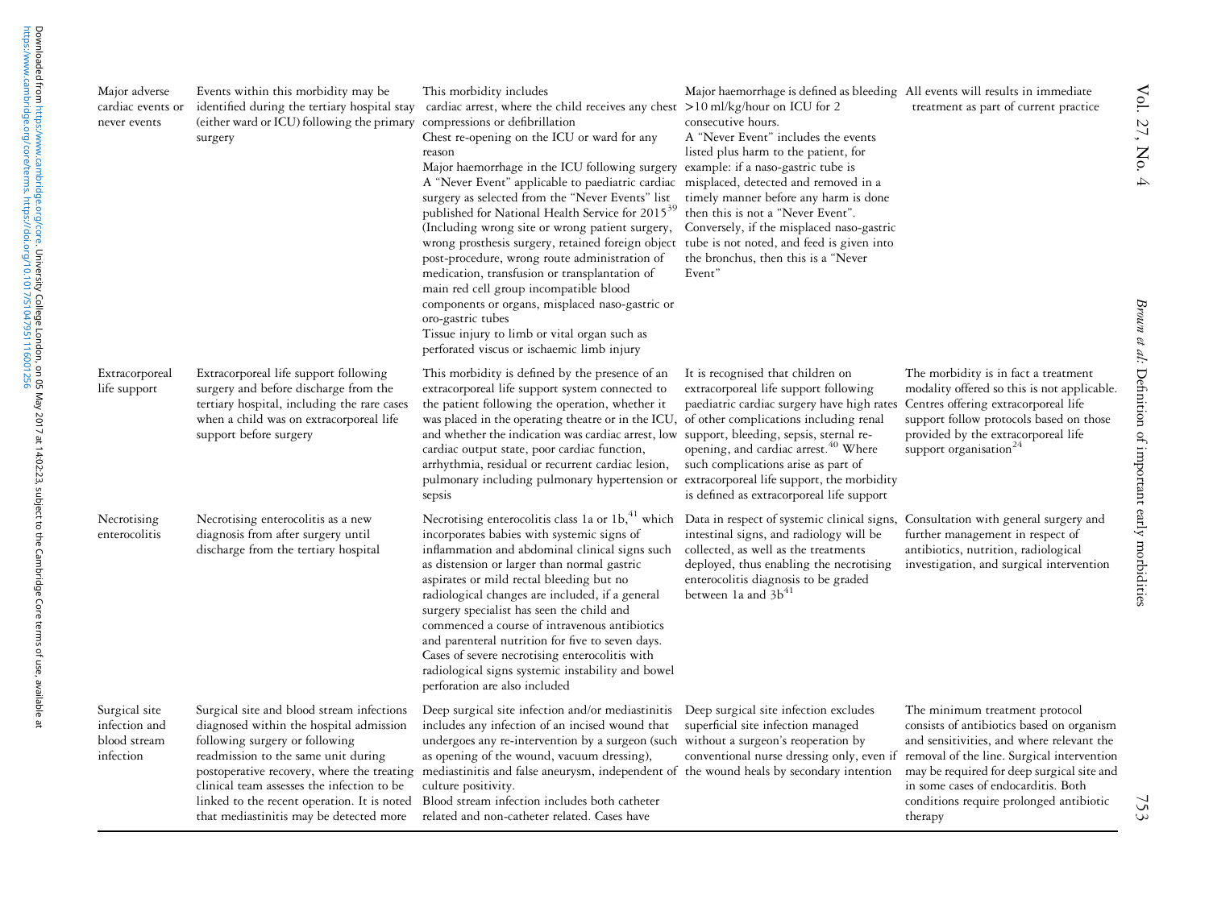| | | | | |
|---|---|---|---|---|
| Major adverse cardiac events or never events | Events within this morbidity may be identified during the tertiary hospital stay (either ward or ICU) following the primary surgery | This morbidity includes cardiac arrest, where the child receives any chest compressions or defibrillation<br>Chest re-opening on the ICU or ward for any reason<br>Major haemorrhage in the ICU following surgery<br>A "Never Event" applicable to paediatric cardiac surgery as selected from the "Never Events" list published for National Health Service for 2015[39] (Including wrong site or wrong patient surgery, wrong prosthesis surgery, retained foreign object post-procedure, wrong route administration of medication, transfusion or transplantation of main red cell group incompatible blood components or organs, misplaced naso-gastric or oro-gastric tubes<br>Tissue injury to limb or vital organ such as perforated viscus or ischaemic limb injury | Major haemorrhage is defined as bleeding >10 ml/kg/hour on ICU for 2 consecutive hours.<br>A "Never Event" includes the events listed plus harm to the patient, for example: if a naso-gastric tube is misplaced, detected and removed in a timely manner before any harm is done then this is not a "Never Event". Conversely, if the misplaced naso-gastric tube is not noted, and feed is given into the bronchus, then this is a "Never Event" | All events will results in immediate treatment as part of current practice |
| Extracorporeal life support | Extracorporeal life support following surgery and before discharge from the tertiary hospital, including the rare cases when a child was on extracorporeal life support before surgery | This morbidity is defined by the presence of an extracorporeal life support system connected to the patient following the operation, whether it was placed in the operating theatre or in the ICU, and whether the indication was cardiac arrest, low cardiac output state, poor cardiac function, arrhythmia, residual or recurrent cardiac lesion, pulmonary including pulmonary hypertension or sepsis | It is recognised that children on extracorporeal life support following paediatric cardiac surgery have high rates of other complications including renal support, bleeding, sepsis, sternal re-opening, and cardiac arrest.[40] Where such complications arise as part of extracorporeal life support, the morbidity is defined as extracorporeal life support | The morbidity is in fact a treatment modality offered so this is not applicable. Centres offering extracorporeal life support follow protocols based on those provided by the extracorporeal life support organisation[24] |
| Necrotising enterocolitis | Necrotising enterocolitis as a new diagnosis from after surgery until discharge from the tertiary hospital | Necrotising enterocolitis class 1a or 1b,[41] which incorporates babies with systemic signs of inflammation and abdominal clinical signs such as distension or larger than normal gastric aspirates or mild rectal bleeding but no radiological changes are included, if a general surgery specialist has seen the child and commenced a course of intravenous antibiotics and parenteral nutrition for five to seven days. Cases of severe necrotising enterocolitis with radiological signs systemic instability and bowel perforation are also included | Data in respect of systemic clinical signs, intestinal signs, and radiology will be collected, as well as the treatments deployed, thus enabling the necrotising enterocolitis diagnosis to be graded between 1a and 3b[41] | Consultation with general surgery and further management in respect of antibiotics, nutrition, radiological investigation, and surgical intervention |
| Surgical site infection and blood stream infection | Surgical site and blood stream infections diagnosed within the hospital admission following surgery or following readmission to the same unit during postoperative recovery, where the treating clinical team assesses the infection to be linked to the recent operation. It is noted that mediastinitis may be detected more | Deep surgical site infection and/or mediastinitis includes any infection of an incised wound that undergoes any re-intervention by a surgeon (such as opening of the wound, vacuum dressing), mediastinitis and false aneurysm, independent of culture positivity.<br>Blood stream infection includes both catheter related and non-catheter related. Cases have | Deep surgical site infection excludes superficial site infection managed without a surgeon's reoperation by conventional nurse dressing only, even if the wound heals by secondary intention | The minimum treatment protocol consists of antibiotics based on organism and sensitivities, and where relevant the removal of the line. Surgical intervention may be required for deep surgical site and in some cases of endocarditis. Both conditions require prolonged antibiotic therapy |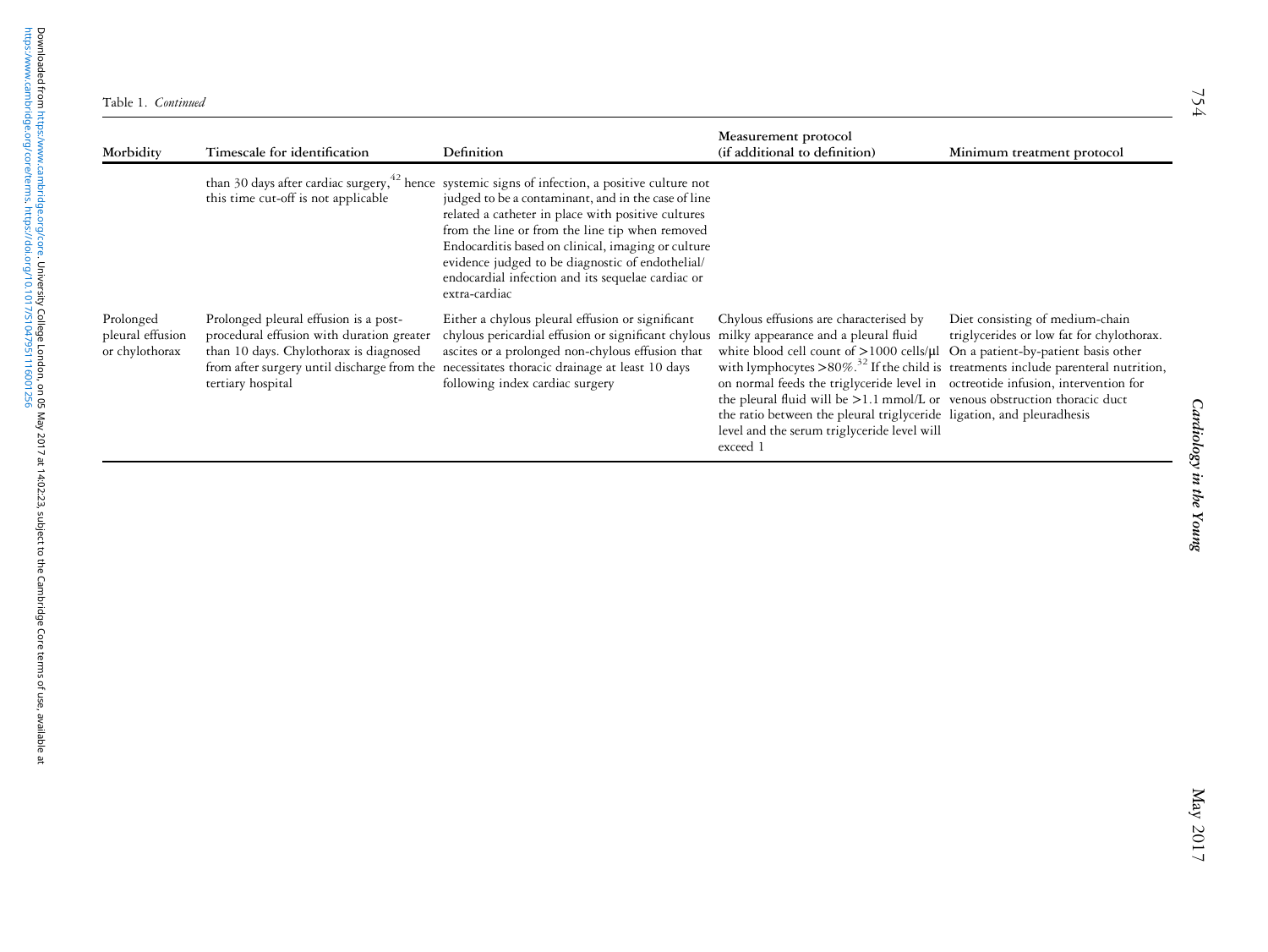Table 1. *Continued*

| Morbidity | Timescale for identification | Definition | Measurement protocol (if additional to definition) | Minimum treatment protocol |
|---|---|---|---|---|
| | than 30 days after cardiac surgery,[42] hence this time cut-off is not applicable | systemic signs of infection, a positive culture not judged to be a contaminant, and in the case of line related a catheter in place with positive cultures from the line or from the line tip when removed Endocarditis based on clinical, imaging or culture evidence judged to be diagnostic of endothelial/endocardial infection and its sequelae cardiac or extra-cardiac | | |
| Prolonged pleural effusion or chylothorax | Prolonged pleural effusion is a post-procedural effusion with duration greater than 10 days. Chylothorax is diagnosed from after surgery until discharge from the tertiary hospital | Either a chylous pleural effusion or significant chylous pericardial effusion or significant chylous ascites or a prolonged non-chylous effusion that necessitates thoracic drainage at least 10 days following index cardiac surgery | Chylous effusions are characterised by milky appearance and a pleural fluid white blood cell count of >1000 cells/μl with lymphocytes >80%.[32] If the child is on normal feeds the triglyceride level in the pleural fluid will be >1.1 mmol/L or the ratio between the pleural triglyceride level and the serum triglyceride level will exceed 1 | Diet consisting of medium-chain triglycerides or low fat for chylothorax. On a patient-by-patient basis other treatments include parenteral nutrition, octreotide infusion, intervention for venous obstruction thoracic duct ligation, and pleuradhesis |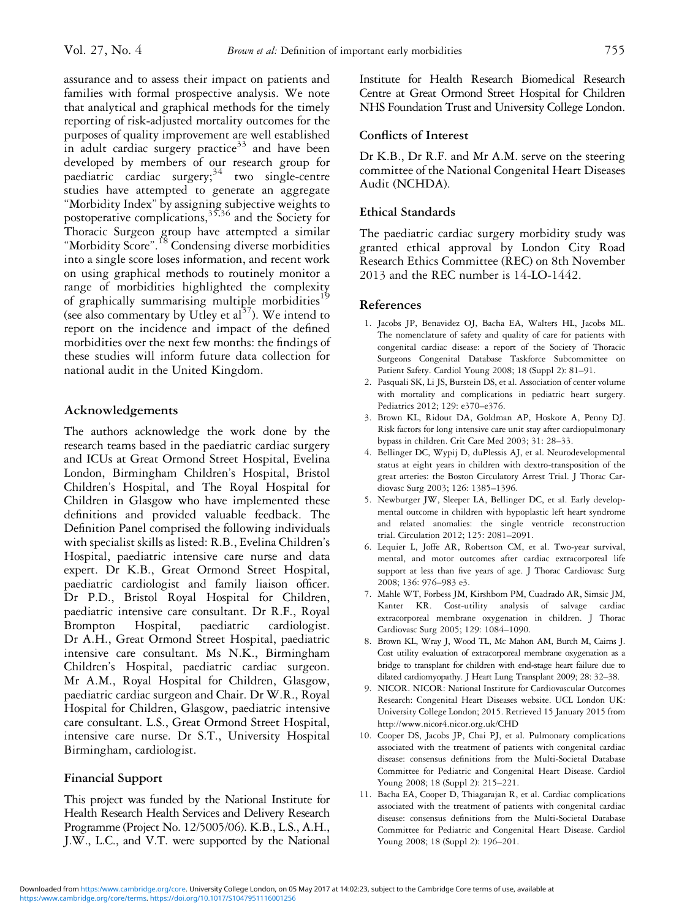assurance and to assess their impact on patients and families with formal prospective analysis. We note that analytical and graphical methods for the timely reporting of risk-adjusted mortality outcomes for the purposes of quality improvement are well established in adult cardiac surgery practice[33] and have been developed by members of our research group for paediatric cardiac surgery;[34] two single-centre studies have attempted to generate an aggregate "Morbidity Index" by assigning subjective weights to postoperative complications,[35,36] and the Society for Thoracic Surgeon group have attempted a similar "Morbidity Score".[18] Condensing diverse morbidities into a single score loses information, and recent work on using graphical methods to routinely monitor a range of morbidities highlighted the complexity of graphically summarising multiple morbidities[19] (see also commentary by Utley et al[37]). We intend to report on the incidence and impact of the defined morbidities over the next few months: the findings of these studies will inform future data collection for national audit in the United Kingdom.

## Acknowledgements

The authors acknowledge the work done by the research teams based in the paediatric cardiac surgery and ICUs at Great Ormond Street Hospital, Evelina London, Birmingham Children's Hospital, Bristol Children's Hospital, and The Royal Hospital for Children in Glasgow who have implemented these definitions and provided valuable feedback. The Definition Panel comprised the following individuals with specialist skills as listed: R.B., Evelina Children's Hospital, paediatric intensive care nurse and data expert. Dr K.B., Great Ormond Street Hospital, paediatric cardiologist and family liaison officer. Dr P.D., Bristol Royal Hospital for Children, paediatric intensive care consultant. Dr R.F., Royal Brompton Hospital, paediatric cardiologist. Dr A.H., Great Ormond Street Hospital, paediatric intensive care consultant. Ms N.K., Birmingham Children's Hospital, paediatric cardiac surgeon. Mr A.M., Royal Hospital for Children, Glasgow, paediatric cardiac surgeon and Chair. Dr W.R., Royal Hospital for Children, Glasgow, paediatric intensive care consultant. L.S., Great Ormond Street Hospital, intensive care nurse. Dr S.T., University Hospital Birmingham, cardiologist.

## Financial Support

This project was funded by the National Institute for Health Research Health Services and Delivery Research Programme (Project No. 12/5005/06). K.B., L.S., A.H., J.W., L.C., and V.T. were supported by the National Institute for Health Research Biomedical Research Centre at Great Ormond Street Hospital for Children NHS Foundation Trust and University College London.

## Conflicts of Interest

Dr K.B., Dr R.F. and Mr A.M. serve on the steering committee of the National Congenital Heart Diseases Audit (NCHDA).

## Ethical Standards

The paediatric cardiac surgery morbidity study was granted ethical approval by London City Road Research Ethics Committee (REC) on 8th November 2013 and the REC number is 14-LO-1442.

## References

1. Jacobs JP, Benavidez OJ, Bacha EA, Walters HL, Jacobs ML. The nomenclature of safety and quality of care for patients with congenital cardiac disease: a report of the Society of Thoracic Surgeons Congenital Database Taskforce Subcommittee on Patient Safety. Cardiol Young 2008; 18 (Suppl 2): 81–91.
2. Pasquali SK, Li JS, Burstein DS, et al. Association of center volume with mortality and complications in pediatric heart surgery. Pediatrics 2012; 129: e370–e376.
3. Brown KL, Ridout DA, Goldman AP, Hoskote A, Penny DJ. Risk factors for long intensive care unit stay after cardiopulmonary bypass in children. Crit Care Med 2003; 31: 28–33.
4. Bellinger DC, Wypij D, duPlessis AJ, et al. Neurodevelopmental status at eight years in children with dextro-transposition of the great arteries: the Boston Circulatory Arrest Trial. J Thorac Cardiovasc Surg 2003; 126: 1385–1396.
5. Newburger JW, Sleeper LA, Bellinger DC, et al. Early developmental outcome in children with hypoplastic left heart syndrome and related anomalies: the single ventricle reconstruction trial. Circulation 2012; 125: 2081–2091.
6. Lequier L, Joffe AR, Robertson CM, et al. Two-year survival, mental, and motor outcomes after cardiac extracorporeal life support at less than five years of age. J Thorac Cardiovasc Surg 2008; 136: 976–983 e3.
7. Mahle WT, Forbess JM, Kirshbom PM, Cuadrado AR, Simsic JM, Kanter KR. Cost-utility analysis of salvage cardiac extracorporeal membrane oxygenation in children. J Thorac Cardiovasc Surg 2005; 129: 1084–1090.
8. Brown KL, Wray J, Wood TL, Mc Mahon AM, Burch M, Cairns J. Cost utility evaluation of extracorporeal membrane oxygenation as a bridge to transplant for children with end-stage heart failure due to dilated cardiomyopathy. J Heart Lung Transplant 2009; 28: 32–38.
9. NICOR. NICOR: National Institute for Cardiovascular Outcomes Research: Congenital Heart Diseases website. UCL London UK: University College London; 2015. Retrieved 15 January 2015 from http://www.nicor4.nicor.org.uk/CHD
10. Cooper DS, Jacobs JP, Chai PJ, et al. Pulmonary complications associated with the treatment of patients with congenital cardiac disease: consensus definitions from the Multi-Societal Database Committee for Pediatric and Congenital Heart Disease. Cardiol Young 2008; 18 (Suppl 2): 215–221.
11. Bacha EA, Cooper D, Thiagarajan R, et al. Cardiac complications associated with the treatment of patients with congenital cardiac disease: consensus definitions from the Multi-Societal Database Committee for Pediatric and Congenital Heart Disease. Cardiol Young 2008; 18 (Suppl 2): 196–201.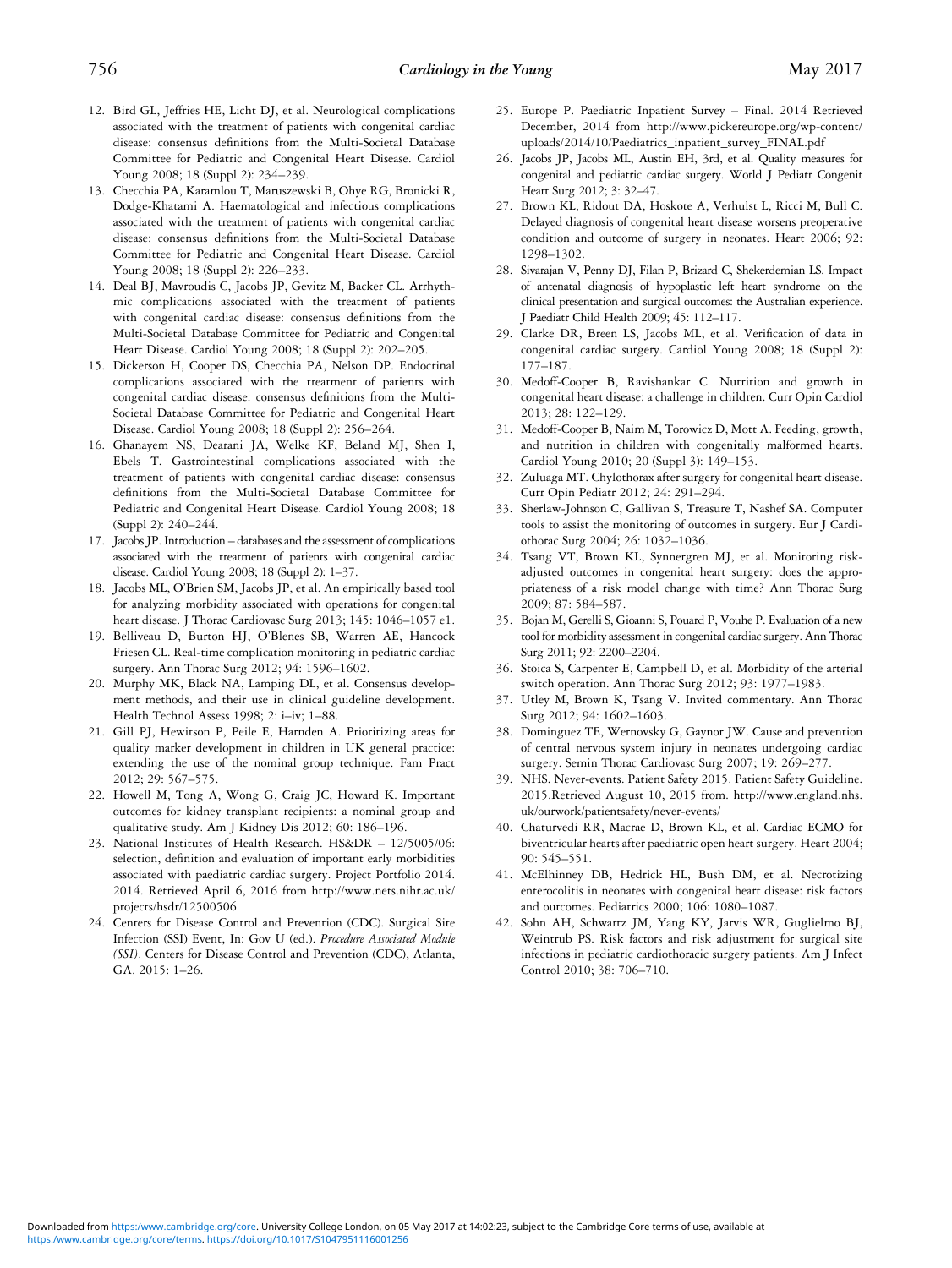12. Bird GL, Jeffries HE, Licht DJ, et al. Neurological complications associated with the treatment of patients with congenital cardiac disease: consensus definitions from the Multi-Societal Database Committee for Pediatric and Congenital Heart Disease. Cardiol Young 2008; 18 (Suppl 2): 234–239.
13. Checchia PA, Karamlou T, Maruszewski B, Ohye RG, Bronicki R, Dodge-Khatami A. Haematological and infectious complications associated with the treatment of patients with congenital cardiac disease: consensus definitions from the Multi-Societal Database Committee for Pediatric and Congenital Heart Disease. Cardiol Young 2008; 18 (Suppl 2): 226–233.
14. Deal BJ, Mavroudis C, Jacobs JP, Gevitz M, Backer CL. Arrhythmic complications associated with the treatment of patients with congenital cardiac disease: consensus definitions from the Multi-Societal Database Committee for Pediatric and Congenital Heart Disease. Cardiol Young 2008; 18 (Suppl 2): 202–205.
15. Dickerson H, Cooper DS, Checchia PA, Nelson DP. Endocrinal complications associated with the treatment of patients with congenital cardiac disease: consensus definitions from the Multi-Societal Database Committee for Pediatric and Congenital Heart Disease. Cardiol Young 2008; 18 (Suppl 2): 256–264.
16. Ghanayem NS, Dearani JA, Welke KF, Beland MJ, Shen I, Ebels T. Gastrointestinal complications associated with the treatment of patients with congenital cardiac disease: consensus definitions from the Multi-Societal Database Committee for Pediatric and Congenital Heart Disease. Cardiol Young 2008; 18 (Suppl 2): 240–244.
17. Jacobs JP. Introduction – databases and the assessment of complications associated with the treatment of patients with congenital cardiac disease. Cardiol Young 2008; 18 (Suppl 2): 1–37.
18. Jacobs ML, O'Brien SM, Jacobs JP, et al. An empirically based tool for analyzing morbidity associated with operations for congenital heart disease. J Thorac Cardiovasc Surg 2013; 145: 1046–1057 e1.
19. Belliveau D, Burton HJ, O'Blenes SB, Warren AE, Hancock Friesen CL. Real-time complication monitoring in pediatric cardiac surgery. Ann Thorac Surg 2012; 94: 1596–1602.
20. Murphy MK, Black NA, Lamping DL, et al. Consensus development methods, and their use in clinical guideline development. Health Technol Assess 1998; 2: i–iv; 1–88.
21. Gill PJ, Hewitson P, Peile E, Harnden A. Prioritizing areas for quality marker development in children in UK general practice: extending the use of the nominal group technique. Fam Pract 2012; 29: 567–575.
22. Howell M, Tong A, Wong G, Craig JC, Howard K. Important outcomes for kidney transplant recipients: a nominal group and qualitative study. Am J Kidney Dis 2012; 60: 186–196.
23. National Institutes of Health Research. HS&DR – 12/5005/06: selection, definition and evaluation of important early morbidities associated with paediatric cardiac surgery. Project Portfolio 2014. 2014. Retrieved April 6, 2016 from http://www.nets.nihr.ac.uk/projects/hsdr/12500506
24. Centers for Disease Control and Prevention (CDC). Surgical Site Infection (SSI) Event, In: Gov U (ed.). *Procedure Associated Module (SSI)*. Centers for Disease Control and Prevention (CDC), Atlanta, GA. 2015: 1–26.
25. Europe P. Paediatric Inpatient Survey – Final. 2014 Retrieved December, 2014 from http://www.pickereurope.org/wp-content/uploads/2014/10/Paediatrics_inpatient_survey_FINAL.pdf
26. Jacobs JP, Jacobs ML, Austin EH, 3rd, et al. Quality measures for congenital and pediatric cardiac surgery. World J Pediatr Congenit Heart Surg 2012; 3: 32–47.
27. Brown KL, Ridout DA, Hoskote A, Verhulst L, Ricci M, Bull C. Delayed diagnosis of congenital heart disease worsens preoperative condition and outcome of surgery in neonates. Heart 2006; 92: 1298–1302.
28. Sivarajan V, Penny DJ, Filan P, Brizard C, Shekerdemian LS. Impact of antenatal diagnosis of hypoplastic left heart syndrome on the clinical presentation and surgical outcomes: the Australian experience. J Paediatr Child Health 2009; 45: 112–117.
29. Clarke DR, Breen LS, Jacobs ML, et al. Verification of data in congenital cardiac surgery. Cardiol Young 2008; 18 (Suppl 2): 177–187.
30. Medoff-Cooper B, Ravishankar C. Nutrition and growth in congenital heart disease: a challenge in children. Curr Opin Cardiol 2013; 28: 122–129.
31. Medoff-Cooper B, Naim M, Torowicz D, Mott A. Feeding, growth, and nutrition in children with congenitally malformed hearts. Cardiol Young 2010; 20 (Suppl 3): 149–153.
32. Zuluaga MT. Chylothorax after surgery for congenital heart disease. Curr Opin Pediatr 2012; 24: 291–294.
33. Sherlaw-Johnson C, Gallivan S, Treasure T, Nashef SA. Computer tools to assist the monitoring of outcomes in surgery. Eur J Cardiothorac Surg 2004; 26: 1032–1036.
34. Tsang VT, Brown KL, Synnergren MJ, et al. Monitoring risk-adjusted outcomes in congenital heart surgery: does the appropriateness of a risk model change with time? Ann Thorac Surg 2009; 87: 584–587.
35. Bojan M, Gerelli S, Gioanni S, Pouard P, Vouhe P. Evaluation of a new tool for morbidity assessment in congenital cardiac surgery. Ann Thorac Surg 2011; 92: 2200–2204.
36. Stoica S, Carpenter E, Campbell D, et al. Morbidity of the arterial switch operation. Ann Thorac Surg 2012; 93: 1977–1983.
37. Utley M, Brown K, Tsang V. Invited commentary. Ann Thorac Surg 2012; 94: 1602–1603.
38. Dominguez TE, Wernovsky G, Gaynor JW. Cause and prevention of central nervous system injury in neonates undergoing cardiac surgery. Semin Thorac Cardiovasc Surg 2007; 19: 269–277.
39. NHS. Never-events. Patient Safety 2015. Patient Safety Guideline. 2015.Retrieved August 10, 2015 from. http://www.england.nhs.uk/ourwork/patientsafety/never-events/
40. Chaturvedi RR, Macrae D, Brown KL, et al. Cardiac ECMO for biventricular hearts after paediatric open heart surgery. Heart 2004; 90: 545–551.
41. McElhinney DB, Hedrick HL, Bush DM, et al. Necrotizing enterocolitis in neonates with congenital heart disease: risk factors and outcomes. Pediatrics 2000; 106: 1080–1087.
42. Sohn AH, Schwartz JM, Yang KY, Jarvis WR, Guglielmo BJ, Weintrub PS. Risk factors and risk adjustment for surgical site infections in pediatric cardiothoracic surgery patients. Am J Infect Control 2010; 38: 706–710.